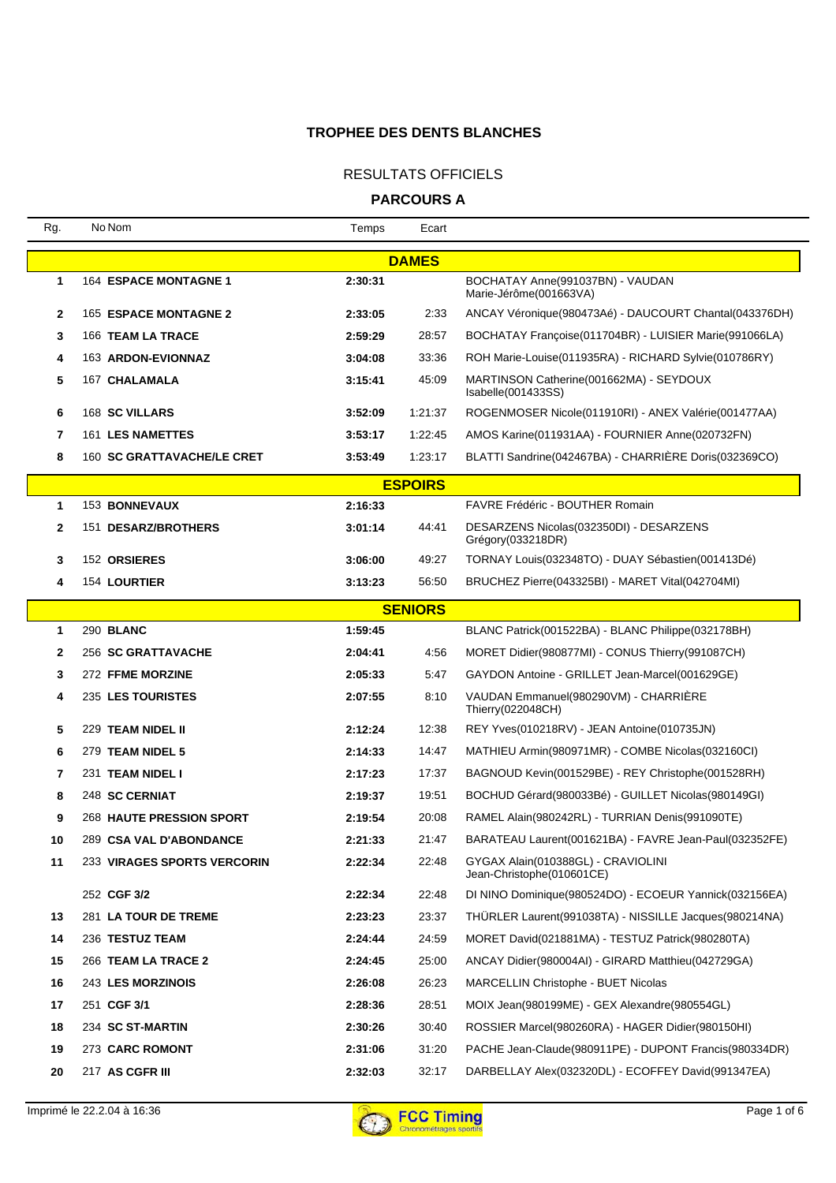# TROPHEE DES DENTS BLANCHES

## RESULTATS OFFICIELS

### PARCOURS A

| Rg. | No | Nom | Temps | Ecart | |
|---|---|---|---|---|---|
| | | **DAMES** | | | |
| 1 | 164 | **ESPACE MONTAGNE 1** | **2:30:31** | | BOCHATAY Anne(991037BN) - VAUDAN Marie-Jérôme(001663VA) |
| 2 | 165 | **ESPACE MONTAGNE 2** | **2:33:05** | 2:33 | ANCAY Véronique(980473Aé) - DAUCOURT Chantal(043376DH) |
| 3 | 166 | **TEAM LA TRACE** | **2:59:29** | 28:57 | BOCHATAY Françoise(011704BR) - LUISIER Marie(991066LA) |
| 4 | 163 | **ARDON-EVIONNAZ** | **3:04:08** | 33:36 | ROH Marie-Louise(011935RA) - RICHARD Sylvie(010786RY) |
| 5 | 167 | **CHALAMALA** | **3:15:41** | 45:09 | MARTINSON Catherine(001662MA) - SEYDOUX Isabelle(001433SS) |
| 6 | 168 | **SC VILLARS** | **3:52:09** | 1:21:37 | ROGENMOSER Nicole(011910RI) - ANEX Valérie(001477AA) |
| 7 | 161 | **LES NAMETTES** | **3:53:17** | 1:22:45 | AMOS Karine(011931AA) - FOURNIER Anne(020732FN) |
| 8 | 160 | **SC GRATTAVACHE/LE CRET** | **3:53:49** | 1:23:17 | BLATTI Sandrine(042467BA) - CHARRIÈRE Doris(032369CO) |
| | | **ESPOIRS** | | | |
| 1 | 153 | **BONNEVAUX** | **2:16:33** | | FAVRE Frédéric - BOUTHER Romain |
| 2 | 151 | **DESARZ/BROTHERS** | **3:01:14** | 44:41 | DESARZENS Nicolas(032350DI) - DESARZENS Grégory(033218DR) |
| 3 | 152 | **ORSIERES** | **3:06:00** | 49:27 | TORNAY Louis(032348TO) - DUAY Sébastien(001413Dé) |
| 4 | 154 | **LOURTIER** | **3:13:23** | 56:50 | BRUCHEZ Pierre(043325BI) - MARET Vital(042704MI) |
| | | **SENIORS** | | | |
| 1 | 290 | **BLANC** | **1:59:45** | | BLANC Patrick(001522BA) - BLANC Philippe(032178BH) |
| 2 | 256 | **SC GRATTAVACHE** | **2:04:41** | 4:56 | MORET Didier(980877MI) - CONUS Thierry(991087CH) |
| 3 | 272 | **FFME MORZINE** | **2:05:33** | 5:47 | GAYDON Antoine - GRILLET Jean-Marcel(001629GE) |
| 4 | 235 | **LES TOURISTES** | **2:07:55** | 8:10 | VAUDAN Emmanuel(980290VM) - CHARRIÈRE Thierry(022048CH) |
| 5 | 229 | **TEAM NIDEL II** | **2:12:24** | 12:38 | REY Yves(010218RV) - JEAN Antoine(010735JN) |
| 6 | 279 | **TEAM NIDEL 5** | **2:14:33** | 14:47 | MATHIEU Armin(980971MR) - COMBE Nicolas(032160CI) |
| 7 | 231 | **TEAM NIDEL I** | **2:17:23** | 17:37 | BAGNOUD Kevin(001529BE) - REY Christophe(001528RH) |
| 8 | 248 | **SC CERNIAT** | **2:19:37** | 19:51 | BOCHUD Gérard(980033Bé) - GUILLET Nicolas(980149GI) |
| 9 | 268 | **HAUTE PRESSION SPORT** | **2:19:54** | 20:08 | RAMEL Alain(980242RL) - TURRIAN Denis(991090TE) |
| 10 | 289 | **CSA VAL D'ABONDANCE** | **2:21:33** | 21:47 | BARATEAU Laurent(001621BA) - FAVRE Jean-Paul(032352FE) |
| 11 | 233 | **VIRAGES SPORTS VERCORIN** | **2:22:34** | 22:48 | GYGAX Alain(010388GL) - CRAVIOLINI Jean-Christophe(010601CE) |
| | 252 | **CGF 3/2** | **2:22:34** | 22:48 | DI NINO Dominique(980524DO) - ECOEUR Yannick(032156EA) |
| 13 | 281 | **LA TOUR DE TREME** | **2:23:23** | 23:37 | THÜRLER Laurent(991038TA) - NISSILLE Jacques(980214NA) |
| 14 | 236 | **TESTUZ TEAM** | **2:24:44** | 24:59 | MORET David(021881MA) - TESTUZ Patrick(980280TA) |
| 15 | 266 | **TEAM LA TRACE 2** | **2:24:45** | 25:00 | ANCAY Didier(980004AI) - GIRARD Matthieu(042729GA) |
| 16 | 243 | **LES MORZINOIS** | **2:26:08** | 26:23 | MARCELLIN Christophe - BUET Nicolas |
| 17 | 251 | **CGF 3/1** | **2:28:36** | 28:51 | MOIX Jean(980199ME) - GEX Alexandre(980554GL) |
| 18 | 234 | **SC ST-MARTIN** | **2:30:26** | 30:40 | ROSSIER Marcel(980260RA) - HAGER Didier(980150HI) |
| 19 | 273 | **CARC ROMONT** | **2:31:06** | 31:20 | PACHE Jean-Claude(980911PE) - DUPONT Francis(980334DR) |
| 20 | 217 | **AS CGFR III** | **2:32:03** | 32:17 | DARBELLAY Alex(032320DL) - ECOFFEY David(991347EA) |

Imprimé le 22.2.04 à 16:36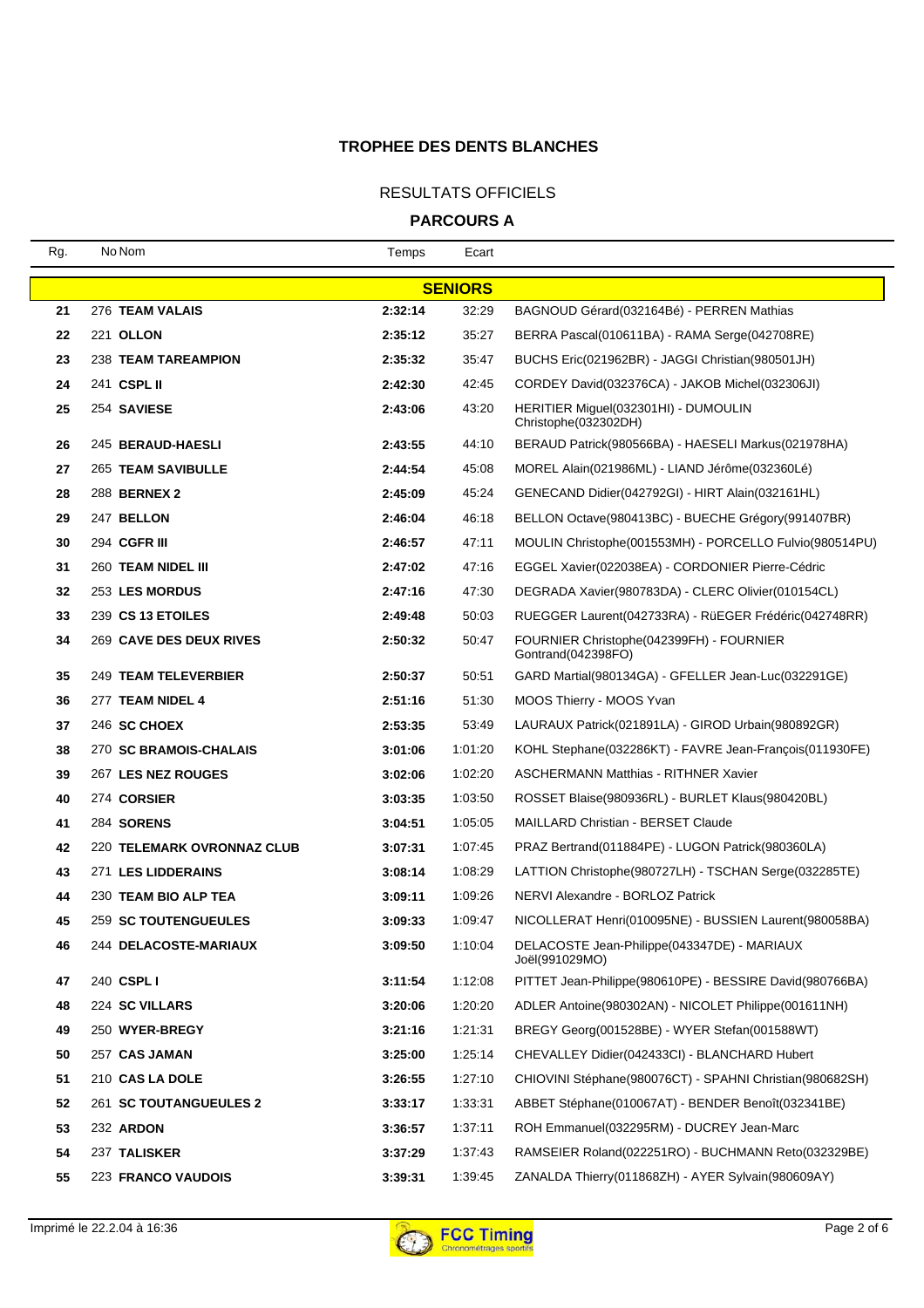## TROPHEE DES DENTS BLANCHES

RESULTATS OFFICIELS

### PARCOURS A

| Rg. | No | Nom | Temps | Ecart | |
|---|---|---|---|---|---|
| | | **SENIORS** | | | |
| 21 | 276 | **TEAM VALAIS** | **2:32:14** | 32:29 | BAGNOUD Gérard(032164Bé) - PERREN Mathias |
| 22 | 221 | **OLLON** | **2:35:12** | 35:27 | BERRA Pascal(010611BA) - RAMA Serge(042708RE) |
| 23 | 238 | **TEAM TAREAMPION** | **2:35:32** | 35:47 | BUCHS Eric(021962BR) - JAGGI Christian(980501JH) |
| 24 | 241 | **CSPL II** | **2:42:30** | 42:45 | CORDEY David(032376CA) - JAKOB Michel(032306JI) |
| 25 | 254 | **SAVIESE** | **2:43:06** | 43:20 | HERITIER Miguel(032301HI) - DUMOULIN Christophe(032302DH) |
| 26 | 245 | **BERAUD-HAESLI** | **2:43:55** | 44:10 | BERAUD Patrick(980566BA) - HAESELI Markus(021978HA) |
| 27 | 265 | **TEAM SAVIBULLE** | **2:44:54** | 45:08 | MOREL Alain(021986ML) - LIAND Jérôme(032360Lé) |
| 28 | 288 | **BERNEX 2** | **2:45:09** | 45:24 | GENECAND Didier(042792GI) - HIRT Alain(032161HL) |
| 29 | 247 | **BELLON** | **2:46:04** | 46:18 | BELLON Octave(980413BC) - BUECHE Grégory(991407BR) |
| 30 | 294 | **CGFR III** | **2:46:57** | 47:11 | MOULIN Christophe(001553MH) - PORCELLO Fulvio(980514PU) |
| 31 | 260 | **TEAM NIDEL III** | **2:47:02** | 47:16 | EGGEL Xavier(022038EA) - CORDONIER Pierre-Cédric |
| 32 | 253 | **LES MORDUS** | **2:47:16** | 47:30 | DEGRADA Xavier(980783DA) - CLERC Olivier(010154CL) |
| 33 | 239 | **CS 13 ETOILES** | **2:49:48** | 50:03 | RUEGGER Laurent(042733RA) - RüEGER Frédéric(042748RR) |
| 34 | 269 | **CAVE DES DEUX RIVES** | **2:50:32** | 50:47 | FOURNIER Christophe(042399FH) - FOURNIER Gontrand(042398FO) |
| 35 | 249 | **TEAM TELEVERBIER** | **2:50:37** | 50:51 | GARD Martial(980134GA) - GFELLER Jean-Luc(032291GE) |
| 36 | 277 | **TEAM NIDEL 4** | **2:51:16** | 51:30 | MOOS Thierry - MOOS Yvan |
| 37 | 246 | **SC CHOEX** | **2:53:35** | 53:49 | LAURAUX Patrick(021891LA) - GIROD Urbain(980892GR) |
| 38 | 270 | **SC BRAMOIS-CHALAIS** | **3:01:06** | 1:01:20 | KOHL Stephane(032286KT) - FAVRE Jean-François(011930FE) |
| 39 | 267 | **LES NEZ ROUGES** | **3:02:06** | 1:02:20 | ASCHERMANN Matthias - RITHNER Xavier |
| 40 | 274 | **CORSIER** | **3:03:35** | 1:03:50 | ROSSET Blaise(980936RL) - BURLET Klaus(980420BL) |
| 41 | 284 | **SORENS** | **3:04:51** | 1:05:05 | MAILLARD Christian - BERSET Claude |
| 42 | 220 | **TELEMARK OVRONNAZ CLUB** | **3:07:31** | 1:07:45 | PRAZ Bertrand(011884PE) - LUGON Patrick(980360LA) |
| 43 | 271 | **LES LIDDERAINS** | **3:08:14** | 1:08:29 | LATTION Christophe(980727LH) - TSCHAN Serge(032285TE) |
| 44 | 230 | **TEAM BIO ALP TEA** | **3:09:11** | 1:09:26 | NERVI Alexandre - BORLOZ Patrick |
| 45 | 259 | **SC TOUTENGUEULES** | **3:09:33** | 1:09:47 | NICOLLERAT Henri(010095NE) - BUSSIEN Laurent(980058BA) |
| 46 | 244 | **DELACOSTE-MARIAUX** | **3:09:50** | 1:10:04 | DELACOSTE Jean-Philippe(043347DE) - MARIAUX Joël(991029MO) |
| 47 | 240 | **CSPL I** | **3:11:54** | 1:12:08 | PITTET Jean-Philippe(980610PE) - BESSIRE David(980766BA) |
| 48 | 224 | **SC VILLARS** | **3:20:06** | 1:20:20 | ADLER Antoine(980302AN) - NICOLET Philippe(001611NH) |
| 49 | 250 | **WYER-BREGY** | **3:21:16** | 1:21:31 | BREGY Georg(001528BE) - WYER Stefan(001588WT) |
| 50 | 257 | **CAS JAMAN** | **3:25:00** | 1:25:14 | CHEVALLEY Didier(042433CI) - BLANCHARD Hubert |
| 51 | 210 | **CAS LA DOLE** | **3:26:55** | 1:27:10 | CHIOVINI Stéphane(980076CT) - SPAHNI Christian(980682SH) |
| 52 | 261 | **SC TOUTANGUEULES 2** | **3:33:17** | 1:33:31 | ABBET Stéphane(010067AT) - BENDER Benoît(032341BE) |
| 53 | 232 | **ARDON** | **3:36:57** | 1:37:11 | ROH Emmanuel(032295RM) - DUCREY Jean-Marc |
| 54 | 237 | **TALISKER** | **3:37:29** | 1:37:43 | RAMSEIER Roland(022251RO) - BUCHMANN Reto(032329BE) |
| 55 | 223 | **FRANCO VAUDOIS** | **3:39:31** | 1:39:45 | ZANALDA Thierry(011868ZH) - AYER Sylvain(980609AY) |

Imprimé le 22.2.04 à 16:36

FCC Timing
Chronométrages sportifs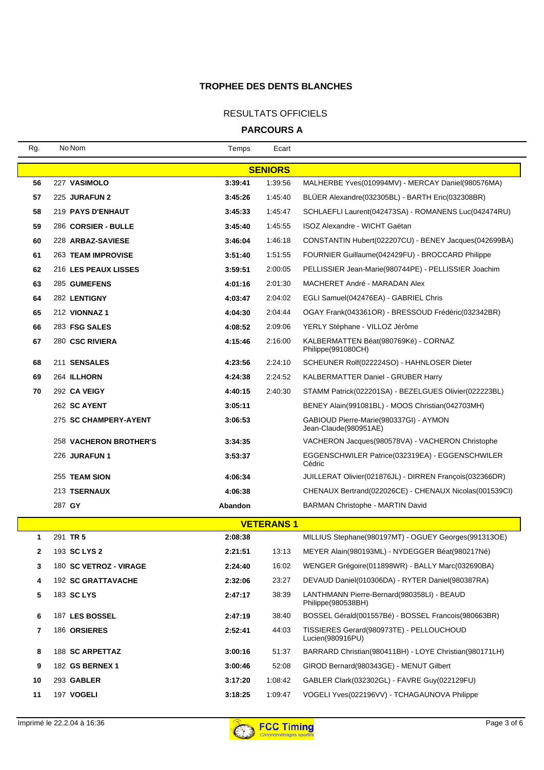# TROPHEE DES DENTS BLANCHES

## RESULTATS OFFICIELS

### PARCOURS A

| Rg. | No | Nom | Temps | Ecart | |
|---|---|---|---|---|---|
| | | **SENIORS** | | | |
| 56 | 227 | **VASIMOLO** | **3:39:41** | 1:39:56 | MALHERBE Yves(010994MV) - MERCAY Daniel(980576MA) |
| 57 | 225 | **JURAFUN 2** | **3:45:26** | 1:45:40 | BLÜER Alexandre(032305BL) - BARTH Eric(032308BR) |
| 58 | 219 | **PAYS D'ENHAUT** | **3:45:33** | 1:45:47 | SCHLAEFLI Laurent(042473SA) - ROMANENS Luc(042474RU) |
| 59 | 286 | **CORSIER - BULLE** | **3:45:40** | 1:45:55 | ISOZ Alexandre - WICHT Gaëtan |
| 60 | 228 | **ARBAZ-SAVIESE** | **3:46:04** | 1:46:18 | CONSTANTIN Hubert(022207CU) - BENEY Jacques(042699BA) |
| 61 | 263 | **TEAM IMPROVISE** | **3:51:40** | 1:51:55 | FOURNIER Guillaume(042429FU) - BROCCARD Philippe |
| 62 | 216 | **LES PEAUX LISSES** | **3:59:51** | 2:00:05 | PELLISSIER Jean-Marie(980744PE) - PELLISSIER Joachim |
| 63 | 285 | **GUMEFENS** | **4:01:16** | 2:01:30 | MACHERET André - MARADAN Alex |
| 64 | 282 | **LENTIGNY** | **4:03:47** | 2:04:02 | EGLI Samuel(042476EA) - GABRIEL Chris |
| 65 | 212 | **VIONNAZ 1** | **4:04:30** | 2:04:44 | OGAY Frank(043361OR) - BRESSOUD Frédéric(032342BR) |
| 66 | 283 | **FSG SALES** | **4:08:52** | 2:09:06 | YERLY Stéphane - VILLOZ Jérôme |
| 67 | 280 | **CSC RIVIERA** | **4:15:46** | 2:16:00 | KALBERMATTEN Béat(980769Ké) - CORNAZ Philippe(991080CH) |
| 68 | 211 | **SENSALES** | **4:23:56** | 2:24:10 | SCHEUNER Rolf(022224SO) - HAHNLOSER Dieter |
| 69 | 264 | **ILLHORN** | **4:24:38** | 2:24:52 | KALBERMATTER Daniel - GRUBER Harry |
| 70 | 292 | **CA VEIGY** | **4:40:15** | 2:40:30 | STAMM Patrick(022201SA) - BEZELGUES Olivier(022223BL) |
| | 262 | **SC AYENT** | **3:05:11** | | BENEY Alain(991081BL) - MOOS Christian(042703MH) |
| | 275 | **SC CHAMPERY-AYENT** | **3:06:53** | | GABIOUD Pierre-Marie(980337GI) - AYMON Jean-Claude(980951AE) |
| | 258 | **VACHERON BROTHER'S** | **3:34:35** | | VACHERON Jacques(980578VA) - VACHERON Christophe |
| | 226 | **JURAFUN 1** | **3:53:37** | | EGGENSCHWILER Patrice(032319EA) - EGGENSCHWILER Cédric |
| | 255 | **TEAM SION** | **4:06:34** | | JUILLERAT Olivier(021876JL) - DIRREN François(032366DR) |
| | 213 | **TSERNAUX** | **4:06:38** | | CHENAUX Bertrand(022026CE) - CHENAUX Nicolas(001539CI) |
| | 287 | **GY** | **Abandon** | | BARMAN Christophe - MARTIN David |
| | | **VETERANS 1** | | | |
| 1 | 291 | **TR 5** | **2:08:38** | | MILLIUS Stephane(980197MT) - OGUEY Georges(991313OE) |
| 2 | 193 | **SC LYS 2** | **2:21:51** | 13:13 | MEYER Alain(980193ML) - NYDEGGER Béat(980217Né) |
| 3 | 180 | **SC VETROZ - VIRAGE** | **2:24:40** | 16:02 | WENGER Grégoire(011898WR) - BALLY Marc(032690BA) |
| 4 | 192 | **SC GRATTAVACHE** | **2:32:06** | 23:27 | DEVAUD Daniel(010306DA) - RYTER Daniel(980387RA) |
| 5 | 183 | **SC LYS** | **2:47:17** | 38:39 | LANTHMANN Pierre-Bernard(980358LI) - BEAUD Philippe(980538BH) |
| 6 | 187 | **LES BOSSEL** | **2:47:19** | 38:40 | BOSSEL Gérald(001557Bé) - BOSSEL Francois(980663BR) |
| 7 | 186 | **ORSIERES** | **2:52:41** | 44:03 | TISSIERES Gerard(980973TE) - PELLOUCHOUD Lucien(980916PU) |
| 8 | 188 | **SC ARPETTAZ** | **3:00:16** | 51:37 | BARRARD Christian(980411BH) - LOYE Christian(980171LH) |
| 9 | 182 | **GS BERNEX 1** | **3:00:46** | 52:08 | GIROD Bernard(980343GE) - MENUT Gilbert |
| 10 | 293 | **GABLER** | **3:17:20** | 1:08:42 | GABLER Clark(032302GL) - FAVRE Guy(022129FU) |
| 11 | 197 | **VOGELI** | **3:18:25** | 1:09:47 | VOGELI Yves(022196VV) - TCHAGAUNOVA Philippe |

Imprimé le 22.2.04 à 16:36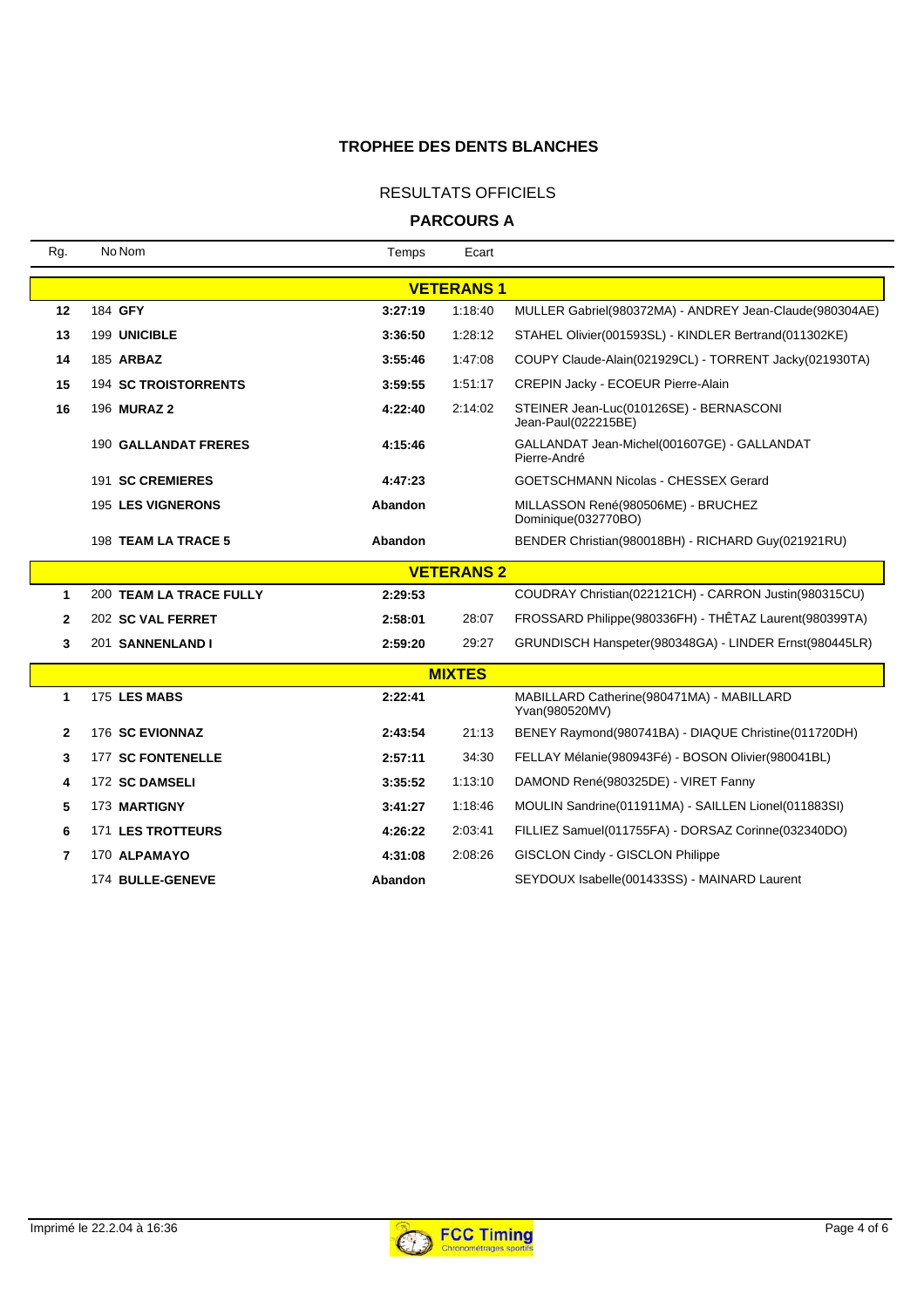**TROPHEE DES DENTS BLANCHES**

RESULTATS OFFICIELS

**PARCOURS A**

| Rg. | No | Nom | Temps | Ecart | |
|---|---|---|---|---|---|
| | | **VETERANS 1** | | | |
| **12** | 184 | **GFY** | **3:27:19** | 1:18:40 | MULLER Gabriel(980372MA) - ANDREY Jean-Claude(980304AE) |
| **13** | 199 | **UNICIBLE** | **3:36:50** | 1:28:12 | STAHEL Olivier(001593SL) - KINDLER Bertrand(011302KE) |
| **14** | 185 | **ARBAZ** | **3:55:46** | 1:47:08 | COUPY Claude-Alain(021929CL) - TORRENT Jacky(021930TA) |
| **15** | 194 | **SC TROISTORRENTS** | **3:59:55** | 1:51:17 | CREPIN Jacky - ECOEUR Pierre-Alain |
| **16** | 196 | **MURAZ 2** | **4:22:40** | 2:14:02 | STEINER Jean-Luc(010126SE) - BERNASCONI Jean-Paul(022215BE) |
| | 190 | **GALLANDAT FRERES** | **4:15:46** | | GALLANDAT Jean-Michel(001607GE) - GALLANDAT Pierre-André |
| | 191 | **SC CREMIERES** | **4:47:23** | | GOETSCHMANN Nicolas - CHESSEX Gerard |
| | 195 | **LES VIGNERONS** | **Abandon** | | MILLASSON René(980506ME) - BRUCHEZ Dominique(032770BO) |
| | 198 | **TEAM LA TRACE 5** | **Abandon** | | BENDER Christian(980018BH) - RICHARD Guy(021921RU) |
| | | **VETERANS 2** | | | |
| **1** | 200 | **TEAM LA TRACE FULLY** | **2:29:53** | | COUDRAY Christian(022121CH) - CARRON Justin(980315CU) |
| **2** | 202 | **SC VAL FERRET** | **2:58:01** | 28:07 | FROSSARD Philippe(980336FH) - THÊTAZ Laurent(980399TA) |
| **3** | 201 | **SANNENLAND I** | **2:59:20** | 29:27 | GRUNDISCH Hanspeter(980348GA) - LINDER Ernst(980445LR) |
| | | **MIXTES** | | | |
| **1** | 175 | **LES MABS** | **2:22:41** | | MABILLARD Catherine(980471MA) - MABILLARD Yvan(980520MV) |
| **2** | 176 | **SC EVIONNAZ** | **2:43:54** | 21:13 | BENEY Raymond(980741BA) - DIAQUE Christine(011720DH) |
| **3** | 177 | **SC FONTENELLE** | **2:57:11** | 34:30 | FELLAY Mélanie(980943Fé) - BOSON Olivier(980041BL) |
| **4** | 172 | **SC DAMSELI** | **3:35:52** | 1:13:10 | DAMOND René(980325DE) - VIRET Fanny |
| **5** | 173 | **MARTIGNY** | **3:41:27** | 1:18:46 | MOULIN Sandrine(011911MA) - SAILLEN Lionel(011883SI) |
| **6** | 171 | **LES TROTTEURS** | **4:26:22** | 2:03:41 | FILLIEZ Samuel(011755FA) - DORSAZ Corinne(032340DO) |
| **7** | 170 | **ALPAMAYO** | **4:31:08** | 2:08:26 | GISCLON Cindy - GISCLON Philippe |
| | 174 | **BULLE-GENEVE** | **Abandon** | | SEYDOUX Isabelle(001433SS) - MAINARD Laurent |

Imprimé le 22.2.04 à 16:36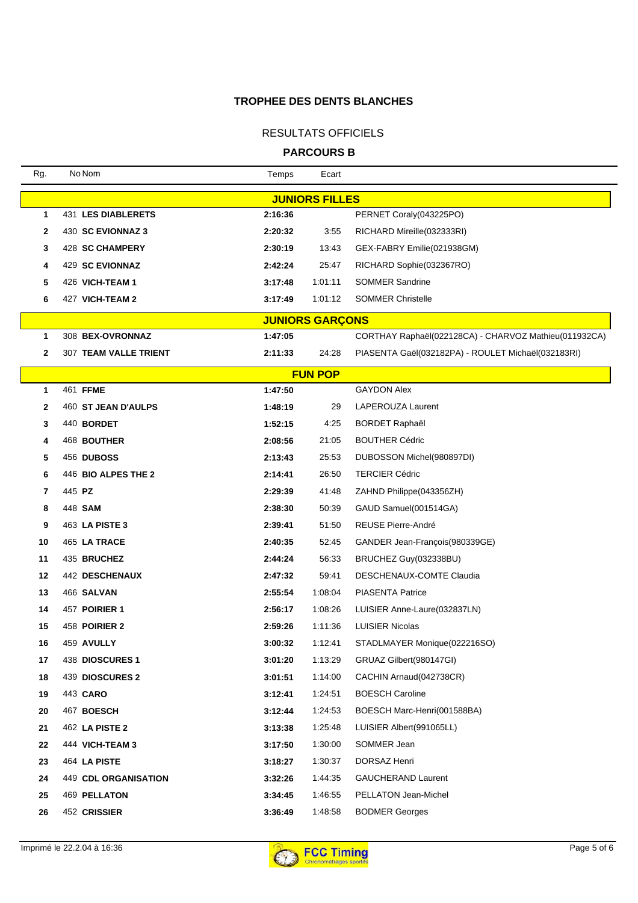# TROPHEE DES DENTS BLANCHES

## RESULTATS OFFICIELS

### PARCOURS B

| Rg. | No | Nom | Temps | Ecart | |
|---|---|---|---|---|---|
| | | **JUNIORS FILLES** | | | |
| **1** | 431 | **LES DIABLERETS** | **2:16:36** | | PERNET Coraly(043225PO) |
| **2** | 430 | **SC EVIONNAZ 3** | **2:20:32** | 3:55 | RICHARD Mireille(032333RI) |
| **3** | 428 | **SC CHAMPERY** | **2:30:19** | 13:43 | GEX-FABRY Emilie(021938GM) |
| **4** | 429 | **SC EVIONNAZ** | **2:42:24** | 25:47 | RICHARD Sophie(032367RO) |
| **5** | 426 | **VICH-TEAM 1** | **3:17:48** | 1:01:11 | SOMMER Sandrine |
| **6** | 427 | **VICH-TEAM 2** | **3:17:49** | 1:01:12 | SOMMER Christelle |
| | | **JUNIORS GARÇONS** | | | |
| **1** | 308 | **BEX-OVRONNAZ** | **1:47:05** | | CORTHAY Raphaël(022128CA) - CHARVOZ Mathieu(011932CA) |
| **2** | 307 | **TEAM VALLE TRIENT** | **2:11:33** | 24:28 | PIASENTA Gaël(032182PA) - ROULET Michaël(032183RI) |
| | | **FUN POP** | | | |
| **1** | 461 | **FFME** | **1:47:50** | | GAYDON Alex |
| **2** | 460 | **ST JEAN D'AULPS** | **1:48:19** | 29 | LAPEROUZA Laurent |
| **3** | 440 | **BORDET** | **1:52:15** | 4:25 | BORDET Raphaël |
| **4** | 468 | **BOUTHER** | **2:08:56** | 21:05 | BOUTHER Cédric |
| **5** | 456 | **DUBOSS** | **2:13:43** | 25:53 | DUBOSSON Michel(980897DI) |
| **6** | 446 | **BIO ALPES THE 2** | **2:14:41** | 26:50 | TERCIER Cédric |
| **7** | 445 | **PZ** | **2:29:39** | 41:48 | ZAHND Philippe(043356ZH) |
| **8** | 448 | **SAM** | **2:38:30** | 50:39 | GAUD Samuel(001514GA) |
| **9** | 463 | **LA PISTE 3** | **2:39:41** | 51:50 | REUSE Pierre-André |
| **10** | 465 | **LA TRACE** | **2:40:35** | 52:45 | GANDER Jean-François(980339GE) |
| **11** | 435 | **BRUCHEZ** | **2:44:24** | 56:33 | BRUCHEZ Guy(032338BU) |
| **12** | 442 | **DESCHENAUX** | **2:47:32** | 59:41 | DESCHENAUX-COMTE Claudia |
| **13** | 466 | **SALVAN** | **2:55:54** | 1:08:04 | PIASENTA Patrice |
| **14** | 457 | **POIRIER 1** | **2:56:17** | 1:08:26 | LUISIER Anne-Laure(032837LN) |
| **15** | 458 | **POIRIER 2** | **2:59:26** | 1:11:36 | LUISIER Nicolas |
| **16** | 459 | **AVULLY** | **3:00:32** | 1:12:41 | STADLMAYER Monique(022216SO) |
| **17** | 438 | **DIOSCURES 1** | **3:01:20** | 1:13:29 | GRUAZ Gilbert(980147GI) |
| **18** | 439 | **DIOSCURES 2** | **3:01:51** | 1:14:00 | CACHIN Arnaud(042738CR) |
| **19** | 443 | **CARO** | **3:12:41** | 1:24:51 | BOESCH Caroline |
| **20** | 467 | **BOESCH** | **3:12:44** | 1:24:53 | BOESCH Marc-Henri(001588BA) |
| **21** | 462 | **LA PISTE 2** | **3:13:38** | 1:25:48 | LUISIER Albert(991065LL) |
| **22** | 444 | **VICH-TEAM 3** | **3:17:50** | 1:30:00 | SOMMER Jean |
| **23** | 464 | **LA PISTE** | **3:18:27** | 1:30:37 | DORSAZ Henri |
| **24** | 449 | **CDL ORGANISATION** | **3:32:26** | 1:44:35 | GAUCHERAND Laurent |
| **25** | 469 | **PELLATON** | **3:34:45** | 1:46:55 | PELLATON Jean-Michel |
| **26** | 452 | **CRISSIER** | **3:36:49** | 1:48:58 | BODMER Georges |

Imprimé le 22.2.04 à 16:36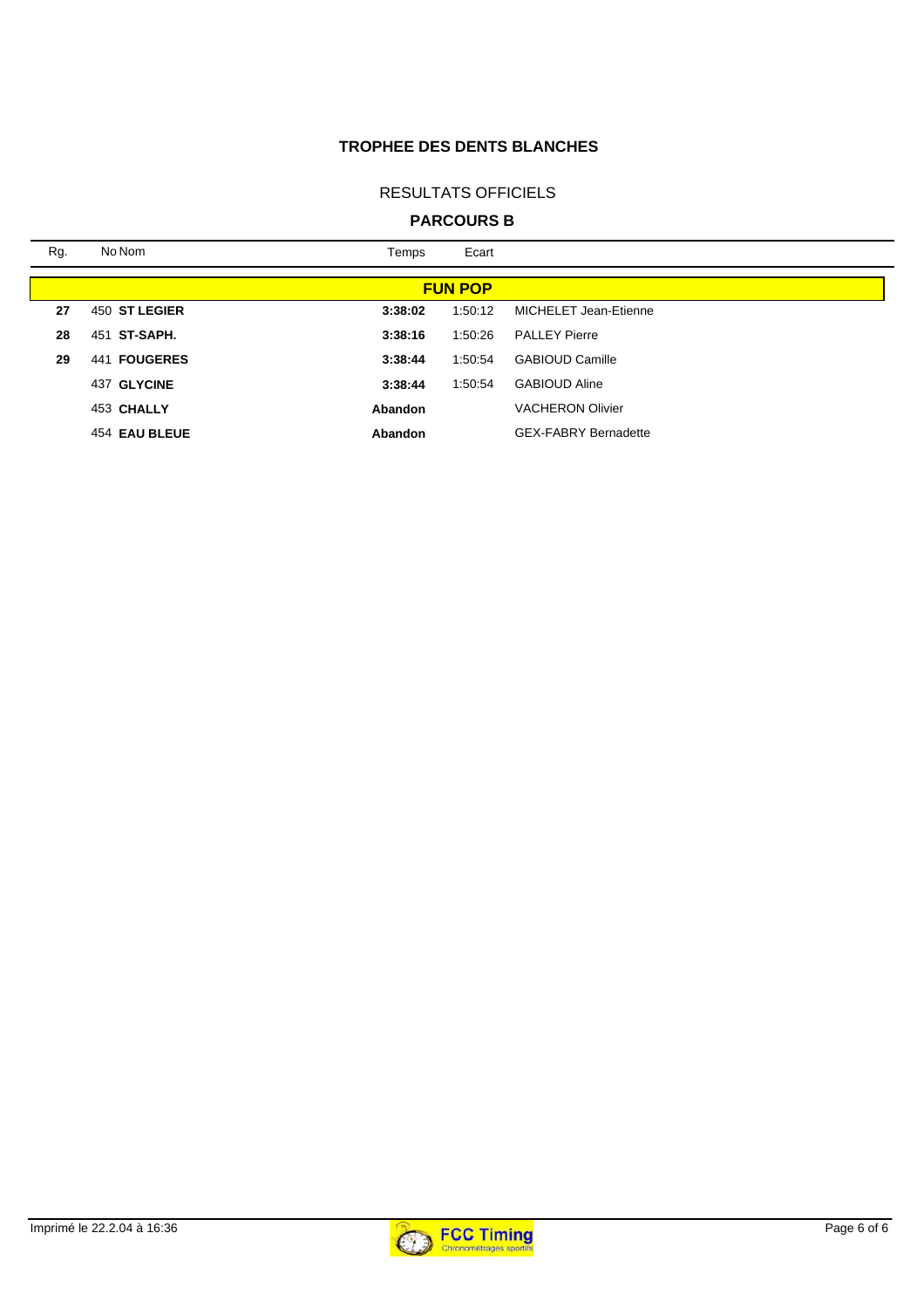**TROPHEE DES DENTS BLANCHES**

RESULTATS OFFICIELS

**PARCOURS B**

| Rg. | No | Nom | Temps | Ecart | |
|---|---|---|---|---|---|
| | | **FUN POP** | | | |
| **27** | 450 | **ST LEGIER** | **3:38:02** | 1:50:12 | MICHELET Jean-Etienne |
| **28** | 451 | **ST-SAPH.** | **3:38:16** | 1:50:26 | PALLEY Pierre |
| **29** | 441 | **FOUGERES** | **3:38:44** | 1:50:54 | GABIOUD Camille |
| | 437 | **GLYCINE** | **3:38:44** | 1:50:54 | GABIOUD Aline |
| | 453 | **CHALLY** | **Abandon** | | VACHERON Olivier |
| | 454 | **EAU BLEUE** | **Abandon** | | GEX-FABRY Bernadette |

Imprimé le 22.2.04 à 16:36

FCC Timing
Chronométrages sportifs